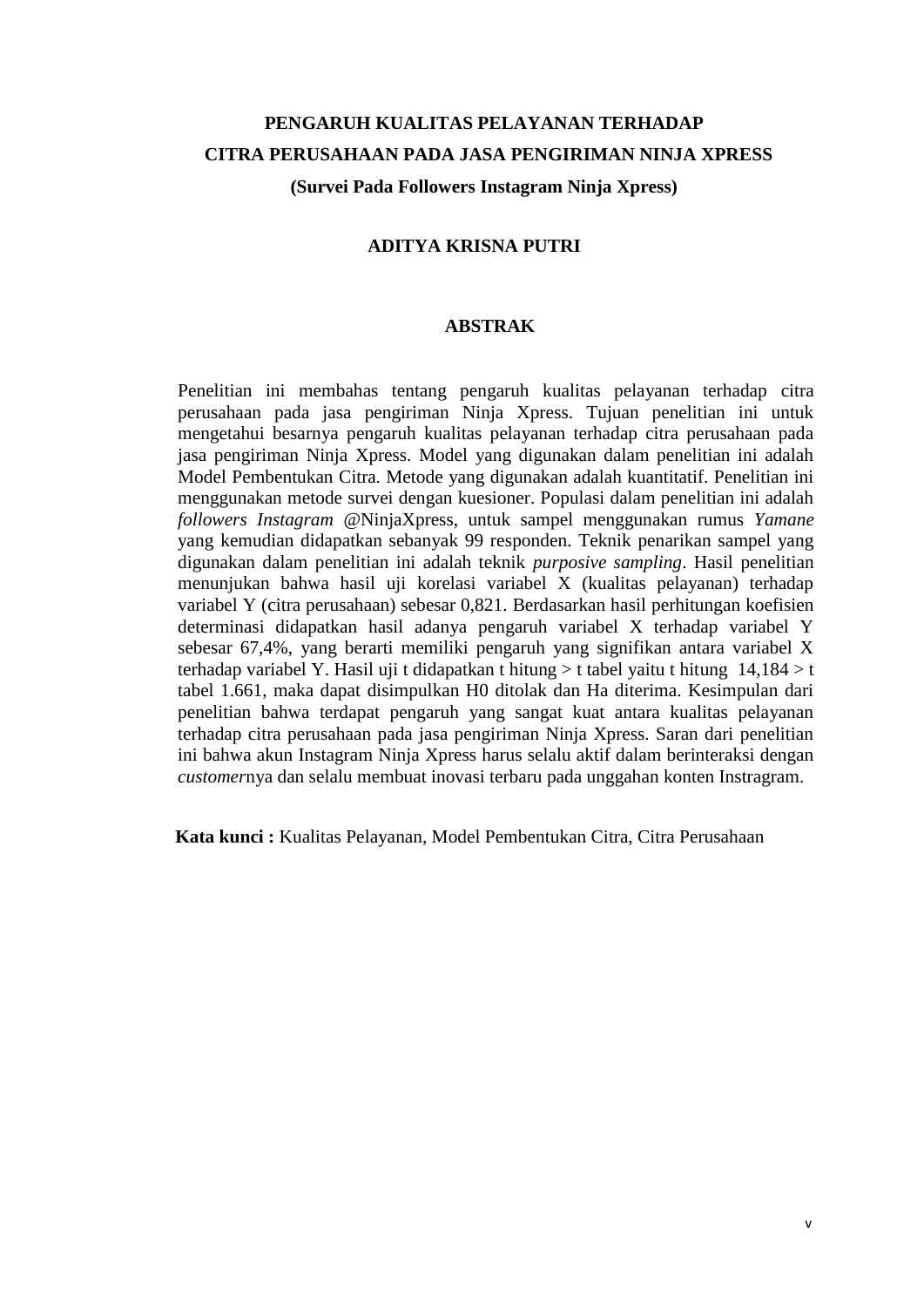# PENGARUH KUALITAS PELAYANAN TERHADAP CITRA PERUSAHAAN PADA JASA PENGIRIMAN NINJA XPRESS

**(Survei Pada Followers Instagram Ninja Xpress)**

**ADITYA KRISNA PUTRI**

## ABSTRAK

Penelitian ini membahas tentang pengaruh kualitas pelayanan terhadap citra perusahaan pada jasa pengiriman Ninja Xpress. Tujuan penelitian ini untuk mengetahui besarnya pengaruh kualitas pelayanan terhadap citra perusahaan pada jasa pengiriman Ninja Xpress. Model yang digunakan dalam penelitian ini adalah Model Pembentukan Citra. Metode yang digunakan adalah kuantitatif. Penelitian ini menggunakan metode survei dengan kuesioner. Populasi dalam penelitian ini adalah *followers Instagram* @NinjaXpress, untuk sampel menggunakan rumus *Yamane* yang kemudian didapatkan sebanyak 99 responden. Teknik penarikan sampel yang digunakan dalam penelitian ini adalah teknik *purposive sampling*. Hasil penelitian menunjukan bahwa hasil uji korelasi variabel X (kualitas pelayanan) terhadap variabel Y (citra perusahaan) sebesar 0,821. Berdasarkan hasil perhitungan koefisien determinasi didapatkan hasil adanya pengaruh variabel X terhadap variabel Y sebesar 67,4%, yang berarti memiliki pengaruh yang signifikan antara variabel X terhadap variabel Y. Hasil uji t didapatkan t hitung > t tabel yaitu t hitung 14,184 > t tabel 1.661, maka dapat disimpulkan H0 ditolak dan Ha diterima. Kesimpulan dari penelitian bahwa terdapat pengaruh yang sangat kuat antara kualitas pelayanan terhadap citra perusahaan pada jasa pengiriman Ninja Xpress. Saran dari penelitian ini bahwa akun Instagram Ninja Xpress harus selalu aktif dalam berinteraksi dengan *customer*nya dan selalu membuat inovasi terbaru pada unggahan konten Instragram.

**Kata kunci :** Kualitas Pelayanan, Model Pembentukan Citra, Citra Perusahaan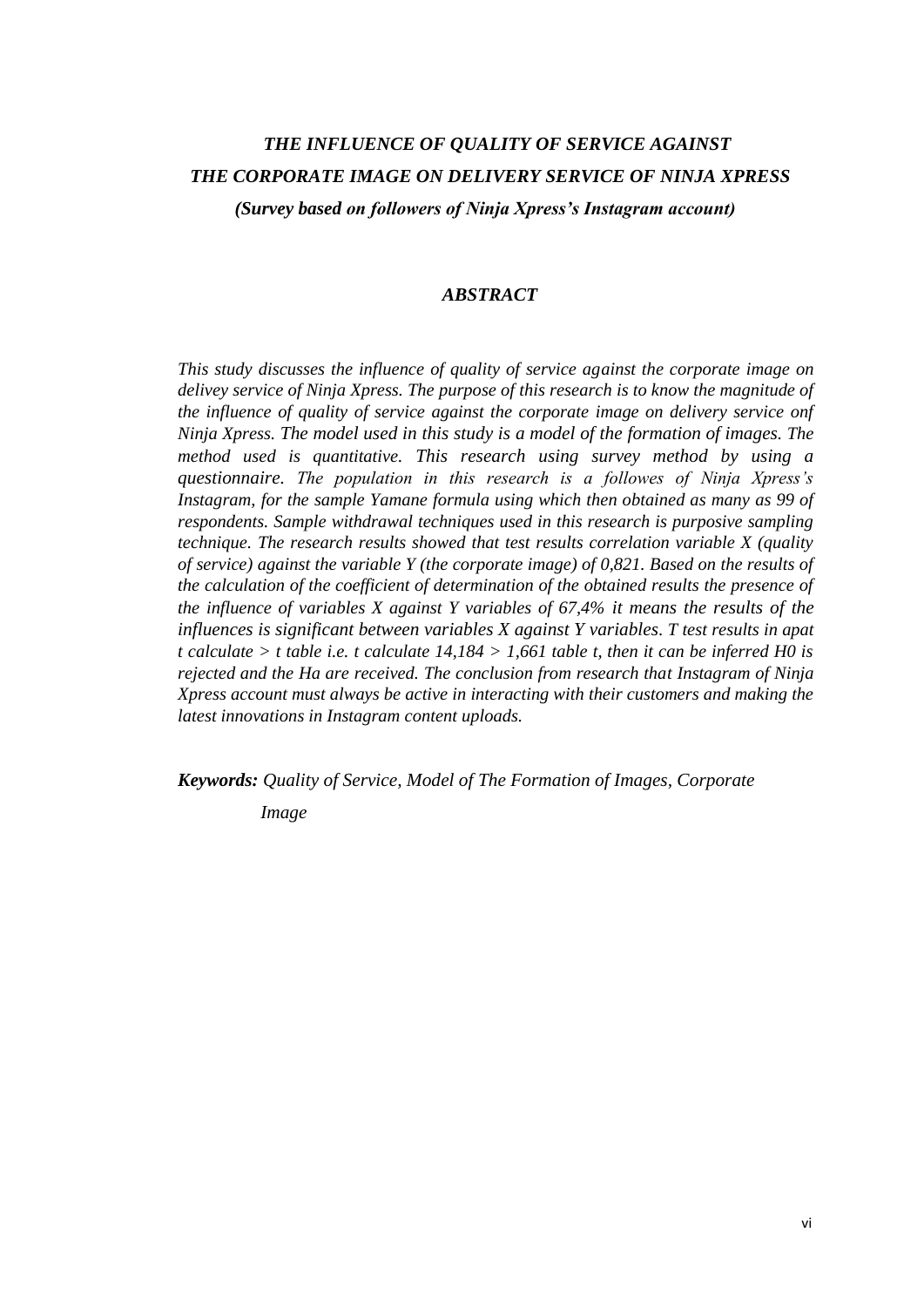# *THE INFLUENCE OF QUALITY OF SERVICE AGAINST THE CORPORATE IMAGE ON DELIVERY SERVICE OF NINJA XPRESS*

### *(Survey based on followers of Ninja Xpress's Instagram account)*

## *ABSTRACT*

*This study discusses the influence of quality of service against the corporate image on delivey service of Ninja Xpress. The purpose of this research is to know the magnitude of the influence of quality of service against the corporate image on delivery service onf Ninja Xpress. The model used in this study is a model of the formation of images. The method used is quantitative. This research using survey method by using a questionnaire. The population in this research is a followes of Ninja Xpress's Instagram, for the sample Yamane formula using which then obtained as many as 99 of respondents. Sample withdrawal techniques used in this research is purposive sampling technique. The research results showed that test results correlation variable X (quality of service) against the variable Y (the corporate image) of 0,821. Based on the results of the calculation of the coefficient of determination of the obtained results the presence of the influence of variables X against Y variables of 67,4% it means the results of the influences is significant between variables X against Y variables. T test results in apat t calculate > t table i.e. t calculate 14,184 > 1,661 table t, then it can be inferred H0 is rejected and the Ha are received. The conclusion from research that Instagram of Ninja Xpress account must always be active in interacting with their customers and making the latest innovations in Instagram content uploads.*

***Keywords:*** *Quality of Service, Model of The Formation of Images, Corporate Image*